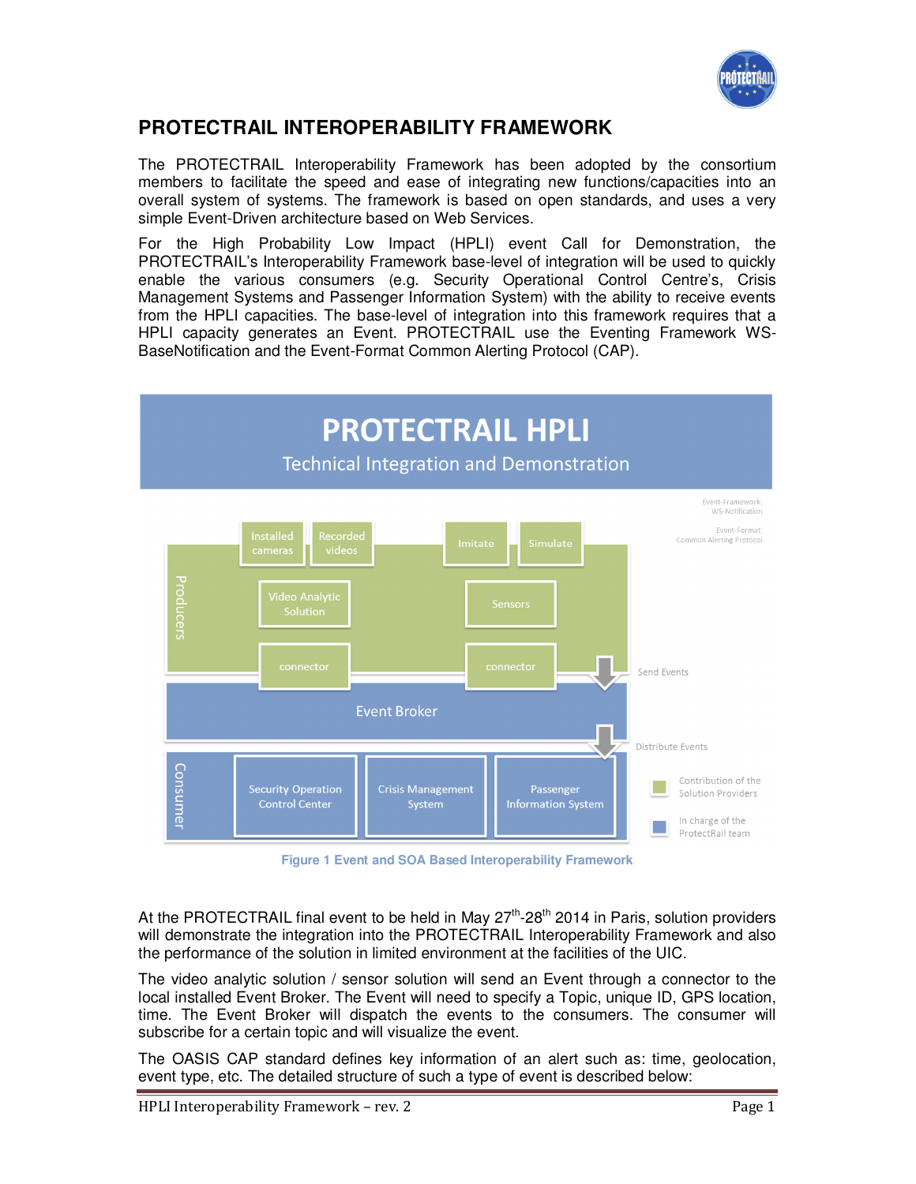# PROTECTRAIL INTEROPERABILITY FRAMEWORK

The PROTECTRAIL Interoperability Framework has been adopted by the consortium members to facilitate the speed and ease of integrating new functions/capacities into an overall system of systems. The framework is based on open standards, and uses a very simple Event-Driven architecture based on Web Services.

For the High Probability Low Impact (HPLI) event Call for Demonstration, the PROTECTRAIL's Interoperability Framework base-level of integration will be used to quickly enable the various consumers (e.g. Security Operational Control Centre's, Crisis Management Systems and Passenger Information System) with the ability to receive events from the HPLI capacities. The base-level of integration into this framework requires that a HPLI capacity generates an Event. PROTECTRAIL use the Eventing Framework WS-BaseNotification and the Event-Format Common Alerting Protocol (CAP).

Figure 1 Event and SOA Based Interoperability Framework

At the PROTECTRAIL final event to be held in May 27th-28th 2014 in Paris, solution providers will demonstrate the integration into the PROTECTRAIL Interoperability Framework and also the performance of the solution in limited environment at the facilities of the UIC.

The video analytic solution / sensor solution will send an Event through a connector to the local installed Event Broker. The Event will need to specify a Topic, unique ID, GPS location, time. The Event Broker will dispatch the events to the consumers. The consumer will subscribe for a certain topic and will visualize the event.

The OASIS CAP standard defines key information of an alert such as: time, geolocation, event type, etc. The detailed structure of such a type of event is described below: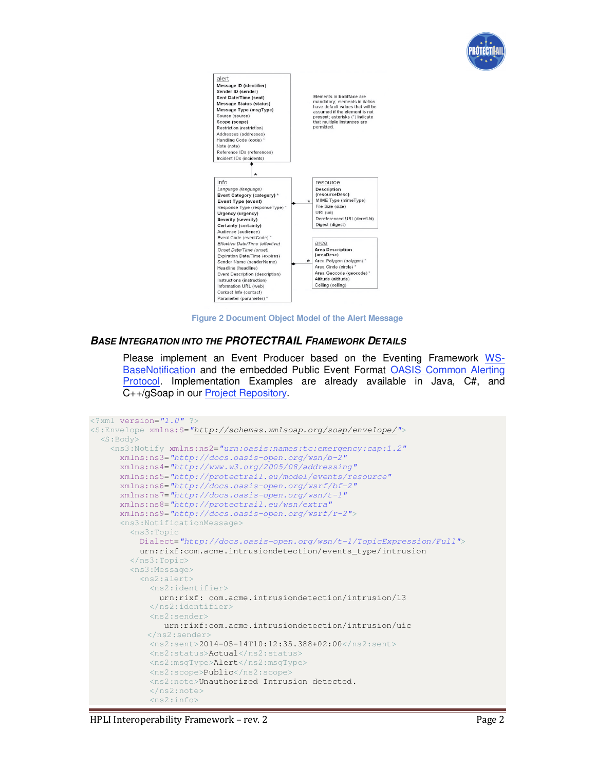alert
**Message ID (identifier)**
**Sender ID (sender)**
**Sent Date/Time (sent)**
**Message Status (status)**
**Message Type (msgType)**
Source (source)
**Scope (scope)**
Restriction (restriction)
Addresses (addresses)
Handling Code (code) *
Note (note)
Reference IDs (references)
Incident IDs (incidents)

Elements in boldface are mandatory; elements in *italics* have default values that will be assumed if the element is not present; asterisks (*) indicate that multiple instances are permitted.

info
*Language (language)*
**Event Category (category)** *
**Event Type (event)**
Response Type (responseType) *
**Urgency (urgency)**
**Severity (severity)**
**Certainty (certainty)**
Audience (audience)
Event Code (eventCode) *
*Effective Date/Time (effective)*
*Onset Date/Time (onset)*
Expiration Date/Time (expires)
Sender Name (senderName)
Headline (headline)
Event Description (description)
Instructions (instruction)
Information URL (web)
Contact Info (contact)
Parameter (parameter) *

resource
**Description (resourceDesc)**
MIME Type (mimeType)
File Size (size)
URI (uri)
Dereferenced URI (derefUri)
Digest (digest)

area
**Area Description (areaDesc)**
Area Polygon (polygon) *
Area Circle (circle) *
Area Geocode (geocode) *
Altitude (altitude)
Ceiling (ceiling)

Figure 2 Document Object Model of the Alert Message

### BASE INTEGRATION INTO THE PROTECTRAIL FRAMEWORK DETAILS

Please implement an Event Producer based on the Eventing Framework WS-BaseNotification and the embedded Public Event Format OASIS Common Alerting Protocol. Implementation Examples are already available in Java, C#, and C++/gSoap in our Project Repository.

```
<?xml version="1.0" ?>
<S:Envelope xmlns:S="http://schemas.xmlsoap.org/soap/envelope/">
  <S:Body>
    <ns3:Notify xmlns:ns2="urn:oasis:names:tc:emergency:cap:1.2"
      xmlns:ns3="http://docs.oasis-open.org/wsn/b-2"
      xmlns:ns4="http://www.w3.org/2005/08/addressing"
      xmlns:ns5="http://protectrail.eu/model/events/resource"
      xmlns:ns6="http://docs.oasis-open.org/wsrf/bf-2"
      xmlns:ns7="http://docs.oasis-open.org/wsn/t-1"
      xmlns:ns8="http://protectrail.eu/wsn/extra"
      xmlns:ns9="http://docs.oasis-open.org/wsrf/r-2">
      <ns3:NotificationMessage>
        <ns3:Topic
          Dialect="http://docs.oasis-open.org/wsn/t-1/TopicExpression/Full">
          urn:rixf:com.acme.intrusiondetection/events_type/intrusion
        </ns3:Topic>
        <ns3:Message>
          <ns2:alert>
            <ns2:identifier>
              urn:rixf: com.acme.intrusiondetection/intrusion/13
            </ns2:identifier>
            <ns2:sender>
               urn:rixf:com.acme.intrusiondetection/intrusion/uic
           </ns2:sender>
            <ns2:sent>2014-05-14T10:12:35.388+02:00</ns2:sent>
            <ns2:status>Actual</ns2:status>
            <ns2:msgType>Alert</ns2:msgType>
            <ns2:scope>Public</ns2:scope>
            <ns2:note>Unauthorized Intrusion detected.
            </ns2:note>
            <ns2:info>
```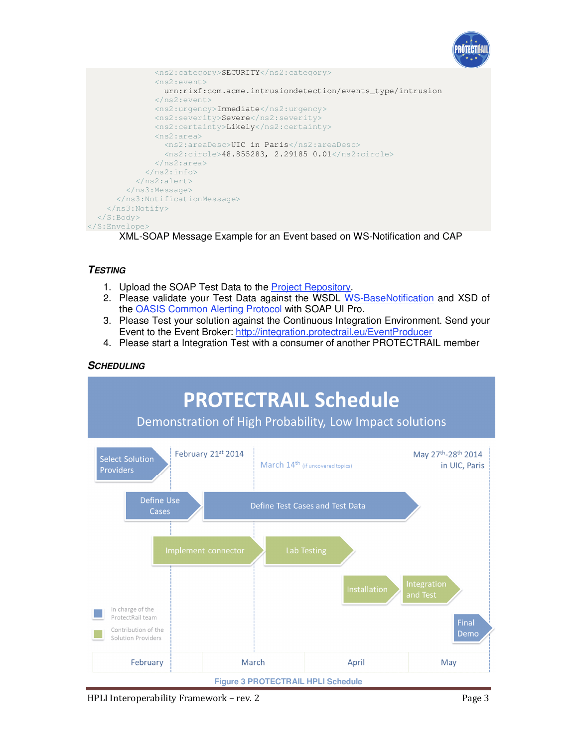```
            <ns2:category>SECURITY</ns2:category>
            <ns2:event>
              urn:rixf:com.acme.intrusiondetection/events_type/intrusion
            </ns2:event>
            <ns2:urgency>Immediate</ns2:urgency>
            <ns2:severity>Severe</ns2:severity>
            <ns2:certainty>Likely</ns2:certainty>
            <ns2:area>
              <ns2:areaDesc>UIC in Paris</ns2:areaDesc>
              <ns2:circle>48.855283, 2.29185 0.01</ns2:circle>
            </ns2:area>
          </ns2:info>
        </ns2:alert>
      </ns3:Message>
    </ns3:NotificationMessage>
  </ns3:Notify>
</S:Body>
</S:Envelope>
```

XML-SOAP Message Example for an Event based on WS-Notification and CAP

### TESTING

1. Upload the SOAP Test Data to the Project Repository.
2. Please validate your Test Data against the WSDL WS-BaseNotification and XSD of the OASIS Common Alerting Protocol with SOAP UI Pro.
3. Please Test your solution against the Continuous Integration Environment. Send your Event to the Event Broker: http://integration.protectrail.eu/EventProducer
4. Please start a Integration Test with a consumer of another PROTECTRAIL member

### SCHEDULING

**PROTECTRAIL Schedule**

Demonstration of High Probability, Low Impact solutions

- February 21st 2014
- March 14th (if uncovered topics)
- May 27th-28th 2014 in UIC, Paris

Schedule items (February – May):

- Select Solution Providers
- Define Use Cases
- Define Test Cases and Test Data
- Implement connector
- Lab Testing
- Installation
- Integration and Test
- Final Demo

Legend: In charge of the ProtectRail team; Contribution of the Solution Providers

February | March | April | May

**Figure 3 PROTECTRAIL HPLI Schedule**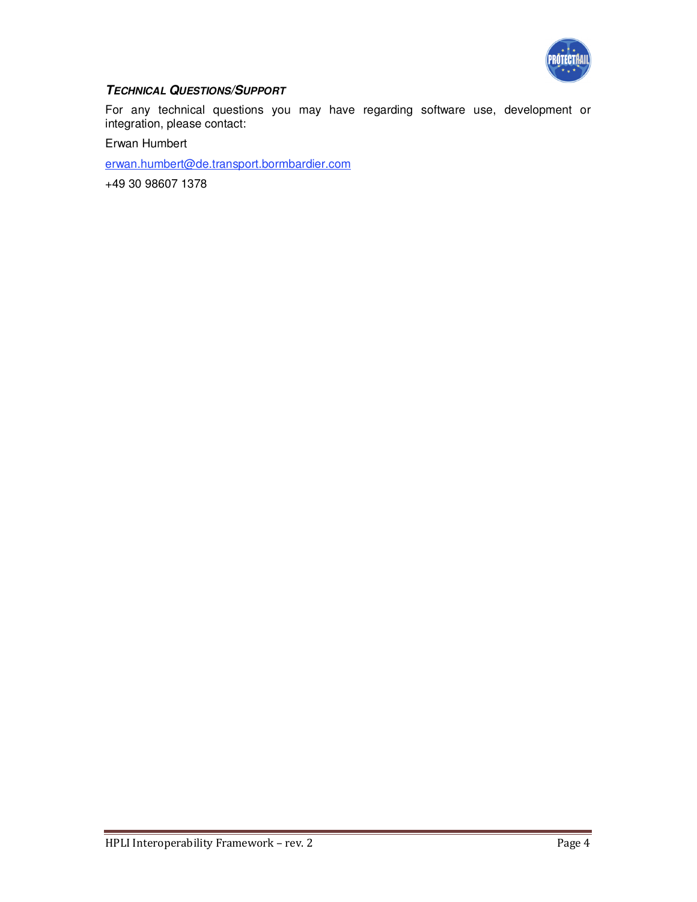### *TECHNICAL QUESTIONS/SUPPORT*

For any technical questions you may have regarding software use, development or integration, please contact:

Erwan Humbert

erwan.humbert@de.transport.bormbardier.com

+49 30 98607 1378